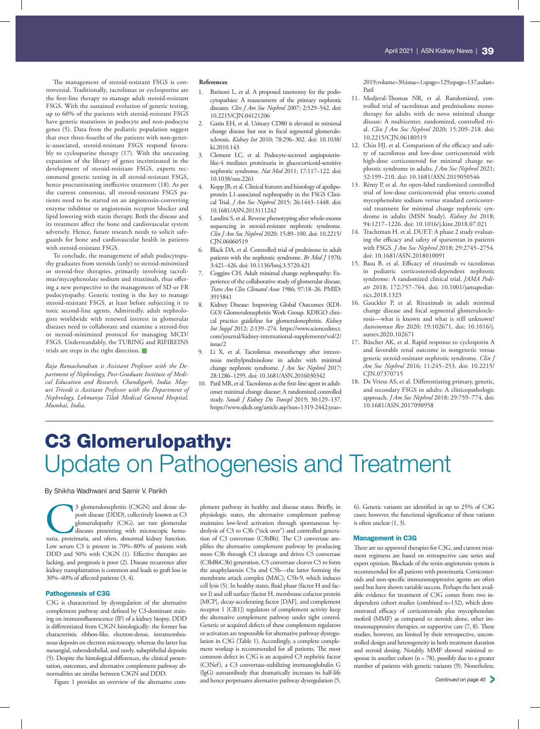The management of steroid-resistant FSGS is controversial. Traditionally, tacrolimus or cyclosporine are the first-line therapy to manage adult steroid-resistant FSGS. With the sustained evolution of genetic testing, up to 60% of the patients with steroid-resistant FSGS have genetic mutations in podocyte and non-podocyte genes (5). Data from the pediatric population suggest that over three-fourths of the patients with non-genetic-associated, steroid-resistant FSGS respond favorably to cyclosporine therapy (17). With the unceasing expansion of the library of genes incriminated in the development of steroid-resistant FSGS, experts recommend genetic testing in all steroid-resistant FSGS, hence procrastinating ineffective treatment (18). As per the current consensus, all steroid-resistant FSGS patients need to be started on an angiotensin-converting enzyme inhibitor or angiotensin receptor blocker and lipid lowering with statin therapy. Both the disease and its treatment affect the bone and cardiovascular system adversely. Hence, future research needs to solicit safeguards for bone and cardiovascular health in patients with steroid-resistant FSGS.

To conclude, the management of adult podocytopathy graduates from steroids (only) to steroid-minimized or steroid-free therapies, primarily involving tacrolimus/mycophenolate sodium and rituximab, thus offering a new perspective to the management of SD or FR podocytopathy. Genetic testing is the key to manage steroid-resistant FSGS, at least before subjecting it to toxic second-line agents. Admittedly, adult nephrologists worldwide with renewed interest in glomerular diseases need to collaborate and examine a steroid-free or steroid-minimized protocol for managing MCD/FSGS. Understandably, the TURING and RIFIREINS trials are steps in the right direction.

*Raja Ramachandran is Assistant Professor with the Department of Nephrology, Post-Graduate Institute of Medical Education and Research, Chandigarh, India. Mayuri Trivedi is Assistant Professor with the Department of Nephrology, Lokmanya Tilak Medical General Hospital, Mumbai, India.*

**References**

1. Barisoni L, et al. A proposed taxonomy for the podocytopathies: A reassessment of the primary nephrotic diseases. *Clin J Am Soc Nephrol* 2007; 2:529–542. doi: 10.2215/CJN.04121206
2. Garin EH, et al. Urinary CD80 is elevated in minimal change disease but not in focal segmental glomerulosclerosis. *Kidney Int* 2010; 78:296–302. doi: 10.1038/ki.2010.143
3. Clement LC, et al. Podocyte-secreted angiopoietin-like-4 mediates proteinuria in glucocorticoid-sensitive nephrotic syndrome. *Nat Med* 2011; 17:117–122. doi: 10.1038/nm.2261
4. Kopp JB, et al. Clinical features and histology of apolipoprotein L1-associated nephropathy in the FSGS Clinical Trial. *J Am Soc Nephrol* 2015; 26:1443–1448. doi: 10.1681/ASN.2013111242
5. Landini S, et al. Reverse phenotyping after whole-exome sequencing in steroid-resistant nephrotic syndrome. *Clin J Am Soc Nephrol* 2020; 15:89–100. doi: 10.2215/CJN.06060519
6. Black DA, et al. Controlled trial of prednisone in adult patients with the nephrotic syndrome. *Br Med J* 1970; 3:421–426. doi: 10.1136/bmj.3.5720.421
7. Coggins CH. Adult minimal change nephropathy: Experience of the collaborative study of glomerular disease. *Trans Am Clin Climatol Assoc* 1986; 97:18–26. PMID: 3915841
8. Kidney Disease: Improving Global Outcomes (KDIGO) Glomerulonephritis Work Group. KDIGO clinical practice guideline for glomerulonephritis. *Kidney Int Suppl* 2012; 2:139–274. https://www.sciencedirect.com/journal/kidney-international-supplements/vol/2/issue/2
9. Li X, et al. Tacrolimus monotherapy after intravenous methylprednisolone in adults with minimal change nephrotic syndrome. *J Am Soc Nephrol* 2017; 28:1286–1295. doi: 10.1681/ASN.2016030342
10. Patil MR, et al. Tacrolimus as the first-line agent in adult-onset minimal change disease: A randomized controlled study. *Saudi J Kidney Dis Transpl* 2019; 30:129–137. https://www.sjkdt.org/article.asp?issn=1319-2442;year=2019;volume=30;issue=1;spage=129;epage=137;aulast=Patil
11. Medjeral-Thomas NR, et al. Randomized, controlled trial of tacrolimus and prednisolone monotherapy for adults with de novo minimal change disease: A multicenter, randomized, controlled trial. *Clin J Am Soc Nephrol* 2020; 15:209–218. doi: 10.2215/CJN.06180519
12. Chin HJ, et al. Comparison of the efficacy and safety of tacrolimus and low-dose corticosteroid with high-dose corticosteroid for minimal change nephrotic syndrome in adults. *J Am Soc Nephrol* 2021; 32:199–210. doi: 10.1681/ASN.2019050546
13. Rémy P, et al. An open-label randomized controlled trial of low-dose corticosteroid plus enteric-coated mycophenolate sodium versus standard corticosteroid treatment for minimal change nephrotic syndrome in adults (MSN Study). *Kidney Int* 2018; 94:1217–1226. doi: 10.1016/j.kint.2018.07.021
14. Trachtman H, et al. DUET: A phase 2 study evaluating the efficacy and safety of sparsentan in patients with FSGS. *J Am Soc Nephrol* 2018; 29:2745–2754. doi: 10.1681/ASN.2018010091
15. Basu B, et al. Efficacy of rituximab vs tacrolimus in pediatric corticosteroid-dependent nephrotic syndrome: A randomized clinical trial. *JAMA Pediatr* 2018; 172:757–764. doi: 10.1001/jamapediatrics.2018.1323
16. Gauckler P, et al. Rituximab in adult minimal change disease and focal segmental glomerulosclerosis—what is known and what is still unknown? *Autoimmun Rev* 2020; 19:102671. doi: 10.1016/j.autrev.2020.102671
17. Büscher AK, et al. Rapid response to cyclosporin A and favorable renal outcome in nongenetic versus genetic steroid-resistant nephrotic syndrome. *Clin J Am Soc Nephrol* 2016; 11:245–253. doi: 10.2215/CJN.07370715
18. De Vriese AS, et al. Differentiating primary, genetic, and secondary FSGS in adults: A clinicopathologic approach. *J Am Soc Nephrol* 2018; 29:759–774. doi: 10.1681/ASN.2017090958

# C3 Glomerulopathy: Update on Pathogenesis and Treatment

By Shikha Wadhwani and Samir V. Parikh

C3 glomerulonephritis (C3GN) and dense deposit disease (DDD), collectively known as C3 glomerulopathy (C3G), are rare glomerular diseases presenting with microscopic hematuria, proteinuria, and often, abnormal kidney function. Low serum C3 is present in 70%–80% of patients with DDD and 50% with C3GN (1). Effective therapies are lacking, and prognosis is poor (2). Disease recurrence after kidney transplantation is common and leads to graft loss in 30%–40% of affected patients (3, 4).

## Pathogenesis of C3G

C3G is characterized by dysregulation of the alternative complement pathway and defined by C3-dominant staining on immunofluorescence (IF) of a kidney biopsy. DDD is differentiated from C3GN histologically: the former has characteristic ribbon-like, electron-dense, intramembranous deposits on electron microscopy, whereas the latter has mesangial, subendothelial, and rarely, subepithelial deposits (5). Despite the histological differences, the clinical presentation, outcomes, and alternative complement pathway abnormalities are similar between C3GN and DDD.

Figure 1 provides an overview of the alternative complement pathway in healthy and disease states. Briefly, in physiologic states, the alternative complement pathway maintains low-level activation through spontaneous hydrolysis of C3 to C3b ("tick over") and controlled generation of C3 convertase (C3bBb). The C3 convertase amplifies the alternative complement pathway by producing more C3b through C3 cleavage and drives C5 convertase (C3bBbC3b) generation. C5 convertase cleaves C5 to form the anaphylatoxin C5a and C5b—the latter forming the membrane attack complex (MAC), C5b-9, which induces cell lysis (5). In healthy states, fluid phase (factor H and factor I) and cell surface (factor H, membrane cofactor protein [MCP], decay-accelerating factor [DAF], and complement receptor 1 [CR1]) regulators of complement activity keep the alternative complement pathway under tight control. Genetic or acquired defects of these complement regulators or activators are responsible for alternative pathway dysregulation in C3G (Table 1). Accordingly, a complete complement workup is recommended for all patients. The most common defect in C3G is an acquired C3 nephritic factor (C3Nef), a C3 convertase-stabilizing immunoglobulin G (IgG) autoantibody that dramatically increases its half-life and hence perpetuates alternative pathway dysregulation (5, 6). Genetic variants are identified in up to 25% of C3G cases; however, the functional significance of these variants is often unclear (1, 3).

## Management in C3G

There are no approved therapies for C3G, and current treatment regimens are based on retrospective case series and expert opinion. Blockade of the renin-angiotensin system is recommended for all patients with proteinuria. Corticosteroids and non-specific immunosuppressive agents are often used but have shown variable success. Perhaps the best available evidence for treatment of C3G comes from two independent cohort studies (combined n=132), which demonstrated efficacy of corticosteroids plus mycophenolate mofetil (MMF) as compared to steroids alone, other immunosuppressive therapies, or supportive care (7, 8). These studies, however, are limited by their retrospective, uncontrolled design and heterogeneity in both treatment duration and steroid dosing. Notably, MMF showed minimal response in another cohort (n = 78), possibly due to a greater number of patients with genetic variants (9). Nonetheless,

*Continued on page 40*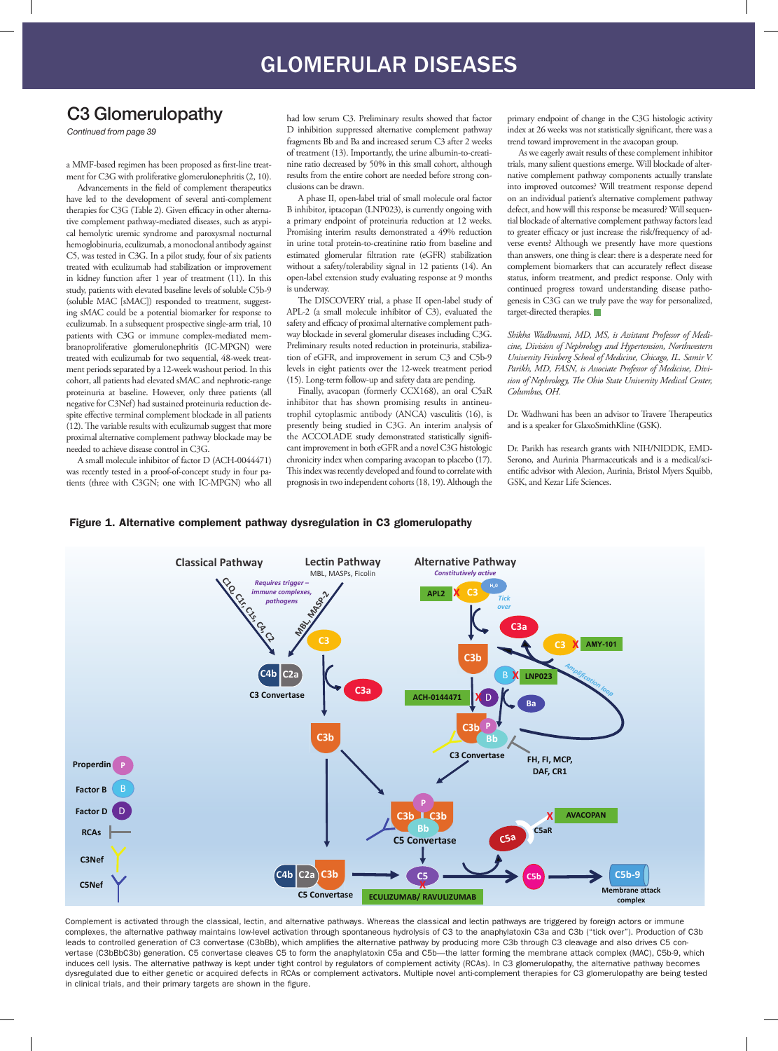# GLOMERULAR DISEASES

## C3 Glomerulopathy

*Continued from page 39*

a MMF-based regimen has been proposed as first-line treatment for C3G with proliferative glomerulonephritis (2, 10).

Advancements in the field of complement therapeutics have led to the development of several anti-complement therapies for C3G (Table 2). Given efficacy in other alternative complement pathway-mediated diseases, such as atypical hemolytic uremic syndrome and paroxysmal nocturnal hemoglobinuria, eculizumab, a monoclonal antibody against C5, was tested in C3G. In a pilot study, four of six patients treated with eculizumab had stabilization or improvement in kidney function after 1 year of treatment (11). In this study, patients with elevated baseline levels of soluble C5b-9 (soluble MAC [sMAC]) responded to treatment, suggesting sMAC could be a potential biomarker for response to eculizumab. In a subsequent prospective single-arm trial, 10 patients with C3G or immune complex-mediated membranoproliferative glomerulonephritis (IC-MPGN) were treated with eculizumab for two sequential, 48-week treatment periods separated by a 12-week washout period. In this cohort, all patients had elevated sMAC and nephrotic-range proteinuria at baseline. However, only three patients (all negative for C3Nef) had sustained proteinuria reduction despite effective terminal complement blockade in all patients (12). The variable results with eculizumab suggest that more proximal alternative complement pathway blockade may be needed to achieve disease control in C3G.

A small molecule inhibitor of factor D (ACH-0044471) was recently tested in a proof-of-concept study in four patients (three with C3GN; one with IC-MPGN) who all had low serum C3. Preliminary results showed that factor D inhibition suppressed alternative complement pathway fragments Bb and Ba and increased serum C3 after 2 weeks of treatment (13). Importantly, the urine albumin-to-creatinine ratio decreased by 50% in this small cohort, although results from the entire cohort are needed before strong conclusions can be drawn.

A phase II, open-label trial of small molecule oral factor B inhibitor, iptacopan (LNP023), is currently ongoing with a primary endpoint of proteinuria reduction at 12 weeks. Promising interim results demonstrated a 49% reduction in urine total protein-to-creatinine ratio from baseline and estimated glomerular filtration rate (eGFR) stabilization without a safety/tolerability signal in 12 patients (14). An open-label extension study evaluating response at 9 months is underway.

The DISCOVERY trial, a phase II open-label study of APL-2 (a small molecule inhibitor of C3), evaluated the safety and efficacy of proximal alternative complement pathway blockade in several glomerular diseases including C3G. Preliminary results noted reduction in proteinuria, stabilization of eGFR, and improvement in serum C3 and C5b-9 levels in eight patients over the 12-week treatment period (15). Long-term follow-up and safety data are pending.

Finally, avacopan (formerly CCX168), an oral C5aR inhibitor that has shown promising results in antineutrophil cytoplasmic antibody (ANCA) vasculitis (16), is presently being studied in C3G. An interim analysis of the ACCOLADE study demonstrated statistically significant improvement in both eGFR and a novel C3G histologic chronicity index when comparing avacopan to placebo (17). This index was recently developed and found to correlate with prognosis in two independent cohorts (18, 19). Although the primary endpoint of change in the C3G histologic activity index at 26 weeks was not statistically significant, there was a trend toward improvement in the avacopan group.

As we eagerly await results of these complement inhibitor trials, many salient questions emerge. Will blockade of alternative complement pathway components actually translate into improved outcomes? Will treatment response depend on an individual patient's alternative complement pathway defect, and how will this response be measured? Will sequential blockade of alternative complement pathway factors lead to greater efficacy or just increase the risk/frequency of adverse events? Although we presently have more questions than answers, one thing is clear: there is a desperate need for complement biomarkers that can accurately reflect disease status, inform treatment, and predict response. Only with continued progress toward understanding disease pathogenesis in C3G can we truly pave the way for personalized, target-directed therapies. ■

*Shikha Wadhwani, MD, MS, is Assistant Professor of Medicine, Division of Nephrology and Hypertension, Northwestern University Feinberg School of Medicine, Chicago, IL. Samir V. Parikh, MD, FASN, is Associate Professor of Medicine, Division of Nephrology, The Ohio State University Medical Center, Columbus, OH.*

Dr. Wadhwani has been an advisor to Travere Therapeutics and is a speaker for GlaxoSmithKline (GSK).

Dr. Parikh has research grants with NIH/NIDDK, EMD-Serono, and Aurinia Pharmaceuticals and is a medical/scientific advisor with Alexion, Aurinia, Bristol Myers Squibb, GSK, and Kezar Life Sciences.

**Figure 1. Alternative complement pathway dysregulation in C3 glomerulopathy**

Complement is activated through the classical, lectin, and alternative pathways. Whereas the classical and lectin pathways are triggered by foreign actors or immune complexes, the alternative pathway maintains low-level activation through spontaneous hydrolysis of C3 to the anaphylatoxin C3a and C3b ("tick over"). Production of C3b leads to controlled generation of C3 convertase (C3bBb). C3 convertase amplifies the alternative pathway by producing more C3b through C3 cleavage and also drives C5 convertase (C3bBbC3b) generation. C5 convertase cleaves C5 to form the anaphylatoxin C5a and C5b—the latter forming the membrane attack complex (MAC), C5b-9, which induces cell lysis. The alternative pathway is kept under tight control by regulators of complement activity (RCAs). In C3 glomerulopathy, the alternative pathway becomes dysregulated due to either genetic or acquired defects in RCAs or complement activators. Multiple novel anti-complement therapies for C3 glomerulopathy are being tested in clinical trials, and their primary targets are shown in the figure.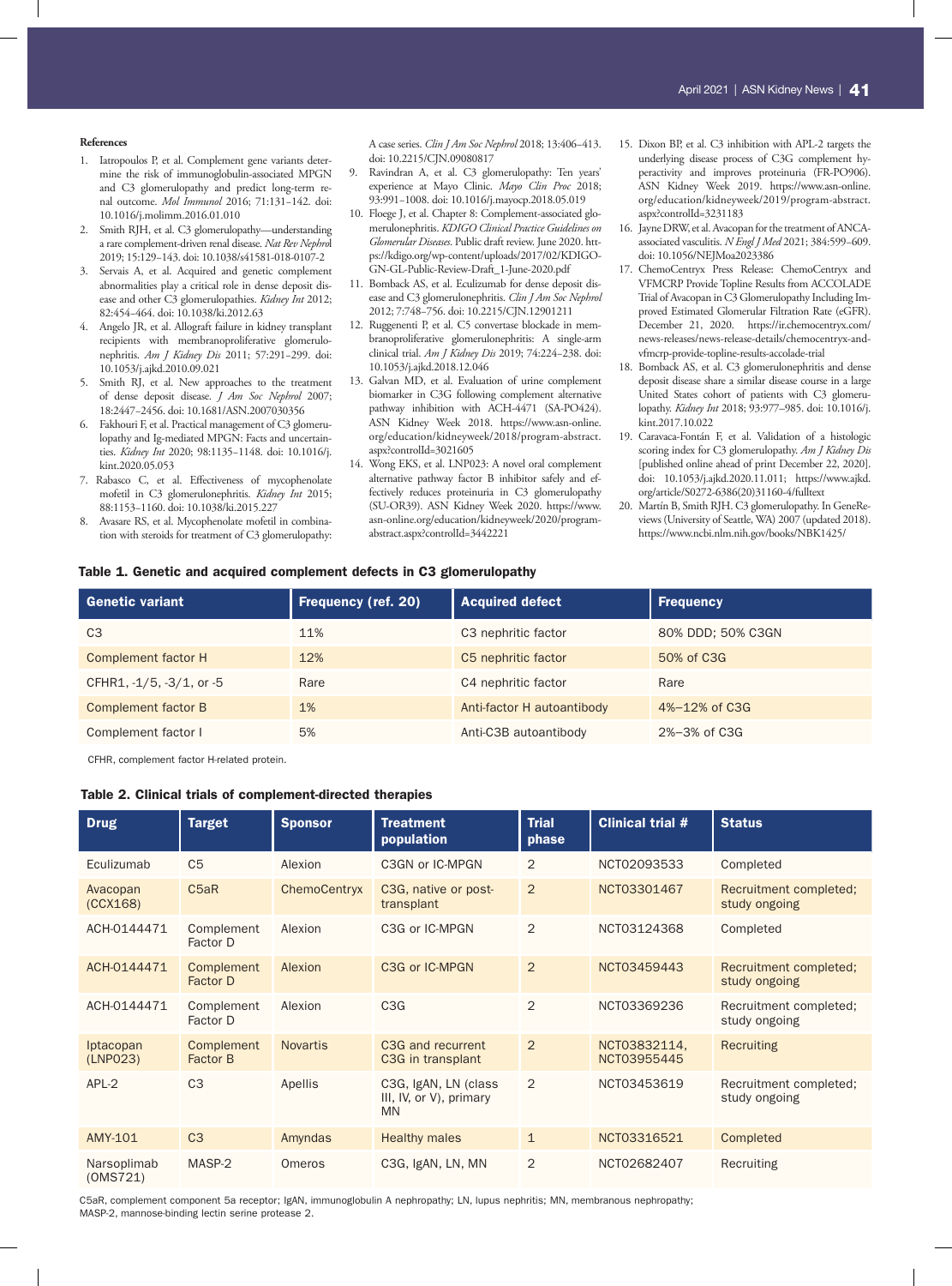## References

1. Iatropoulos P, et al. Complement gene variants determine the risk of immunoglobulin-associated MPGN and C3 glomerulopathy and predict long-term renal outcome. *Mol Immunol* 2016; 71:131–142. doi: 10.1016/j.molimm.2016.01.010
2. Smith RJH, et al. C3 glomerulopathy—understanding a rare complement-driven renal disease. *Nat Rev Nephrol* 2019; 15:129–143. doi: 10.1038/s41581-018-0107-2
3. Servais A, et al. Acquired and genetic complement abnormalities play a critical role in dense deposit disease and other C3 glomerulopathies. *Kidney Int* 2012; 82:454–464. doi: 10.1038/ki.2012.63
4. Angelo JR, et al. Allograft failure in kidney transplant recipients with membranoproliferative glomerulonephritis. *Am J Kidney Dis* 2011; 57:291–299. doi: 10.1053/j.ajkd.2010.09.021
5. Smith RJ, et al. New approaches to the treatment of dense deposit disease. *J Am Soc Nephrol* 2007; 18:2447–2456. doi: 10.1681/ASN.2007030356
6. Fakhouri F, et al. Practical management of C3 glomerulopathy and Ig-mediated MPGN: Facts and uncertainties. *Kidney Int* 2020; 98:1135–1148. doi: 10.1016/j.kint.2020.05.053
7. Rabasco C, et al. Effectiveness of mycophenolate mofetil in C3 glomerulonephritis. *Kidney Int* 2015; 88:1153–1160. doi: 10.1038/ki.2015.227
8. Avasare RS, et al. Mycophenolate mofetil in combination with steroids for treatment of C3 glomerulopathy: A case series. *Clin J Am Soc Nephrol* 2018; 13:406–413. doi: 10.2215/CJN.09080817
9. Ravindran A, et al. C3 glomerulopathy: Ten years' experience at Mayo Clinic. *Mayo Clin Proc* 2018; 93:991–1008. doi: 10.1016/j.mayocp.2018.05.019
10. Floege J, et al. Chapter 8: Complement-associated glomerulonephritis. *KDIGO Clinical Practice Guidelines on Glomerular Diseases*. Public draft review. June 2020. https://kdigo.org/wp-content/uploads/2017/02/KDIGO-GN-GL-Public-Review-Draft_1-June-2020.pdf
11. Bomback AS, et al. Eculizumab for dense deposit disease and C3 glomerulonephritis. *Clin J Am Soc Nephrol* 2012; 7:748–756. doi: 10.2215/CJN.12901211
12. Ruggenenti P, et al. C5 convertase blockade in membranoproliferative glomerulonephritis: A single-arm clinical trial. *Am J Kidney Dis* 2019; 74:224–238. doi: 10.1053/j.ajkd.2018.12.046
13. Galvan MD, et al. Evaluation of urine complement biomarker in C3G following complement alternative pathway inhibition with ACH-4471 (SA-PO424). ASN Kidney Week 2018. https://www.asn-online.org/education/kidneyweek/2018/program-abstract.aspx?controlId=3021605
14. Wong EKS, et al. LNP023: A novel oral complement alternative pathway factor B inhibitor safely and effectively reduces proteinuria in C3 glomerulopathy (SU-OR39). ASN Kidney Week 2020. https://www.asn-online.org/education/kidneyweek/2020/program-abstract.aspx?controlId=3442221
15. Dixon BP, et al. C3 inhibition with APL-2 targets the underlying disease process of C3G complement hyperactivity and improves proteinuria (FR-PO906). ASN Kidney Week 2019. https://www.asn-online.org/education/kidneyweek/2019/program-abstract.aspx?controlId=3231183
16. Jayne DRW, et al. Avacopan for the treatment of ANCA-associated vasculitis. *N Engl J Med* 2021; 384:599–609. doi: 10.1056/NEJMoa2023386
17. ChemoCentryx Press Release: ChemoCentryx and VFMCRP Provide Topline Results from ACCOLADE Trial of Avacopan in C3 Glomerulopathy Including Improved Estimated Glomerular Filtration Rate (eGFR). December 21, 2020. https://ir.chemocentryx.com/news-releases/news-release-details/chemocentryx-and-vfmcrp-provide-topline-results-accolade-trial
18. Bomback AS, et al. C3 glomerulonephritis and dense deposit disease share a similar disease course in a large United States cohort of patients with C3 glomerulopathy. *Kidney Int* 2018; 93:977–985. doi: 10.1016/j.kint.2017.10.022
19. Caravaca-Fontán F, et al. Validation of a histologic scoring index for C3 glomerulopathy. *Am J Kidney Dis* [published online ahead of print December 22, 2020]. doi: 10.1053/j.ajkd.2020.11.011; https://www.ajkd.org/article/S0272-6386(20)31160-4/fulltext
20. Martín B, Smith RJH. C3 glomerulopathy. In GeneReviews (University of Seattle, WA) 2007 (updated 2018). https://www.ncbi.nlm.nih.gov/books/NBK1425/

**Table 1. Genetic and acquired complement defects in C3 glomerulopathy**

| Genetic variant | Frequency (ref. 20) | Acquired defect | Frequency |
|---|---|---|---|
| C3 | 11% | C3 nephritic factor | 80% DDD; 50% C3GN |
| Complement factor H | 12% | C5 nephritic factor | 50% of C3G |
| CFHR1, -1/5, -3/1, or -5 | Rare | C4 nephritic factor | Rare |
| Complement factor B | 1% | Anti-factor H autoantibody | 4%–12% of C3G |
| Complement factor I | 5% | Anti-C3B autoantibody | 2%–3% of C3G |

CFHR, complement factor H-related protein.

**Table 2. Clinical trials of complement-directed therapies**

| Drug | Target | Sponsor | Treatment population | Trial phase | Clinical trial # | Status |
|---|---|---|---|---|---|---|
| Eculizumab | C5 | Alexion | C3GN or IC-MPGN | 2 | NCT02093533 | Completed |
| Avacopan (CCX168) | C5aR | ChemoCentryx | C3G, native or post-transplant | 2 | NCT03301467 | Recruitment completed; study ongoing |
| ACH-0144471 | Complement Factor D | Alexion | C3G or IC-MPGN | 2 | NCT03124368 | Completed |
| ACH-0144471 | Complement Factor D | Alexion | C3G or IC-MPGN | 2 | NCT03459443 | Recruitment completed; study ongoing |
| ACH-0144471 | Complement Factor D | Alexion | C3G | 2 | NCT03369236 | Recruitment completed; study ongoing |
| Iptacopan (LNP023) | Complement Factor B | Novartis | C3G and recurrent C3G in transplant | 2 | NCT03832114, NCT03955445 | Recruiting |
| APL-2 | C3 | Apellis | C3G, IgAN, LN (class III, IV, or V), primary MN | 2 | NCT03453619 | Recruitment completed; study ongoing |
| AMY-101 | C3 | Amyndas | Healthy males | 1 | NCT03316521 | Completed |
| Narsoplimab (OMS721) | MASP-2 | Omeros | C3G, IgAN, LN, MN | 2 | NCT02682407 | Recruiting |

C5aR, complement component 5a receptor; IgAN, immunoglobulin A nephropathy; LN, lupus nephritis; MN, membranous nephropathy; MASP-2, mannose-binding lectin serine protease 2.